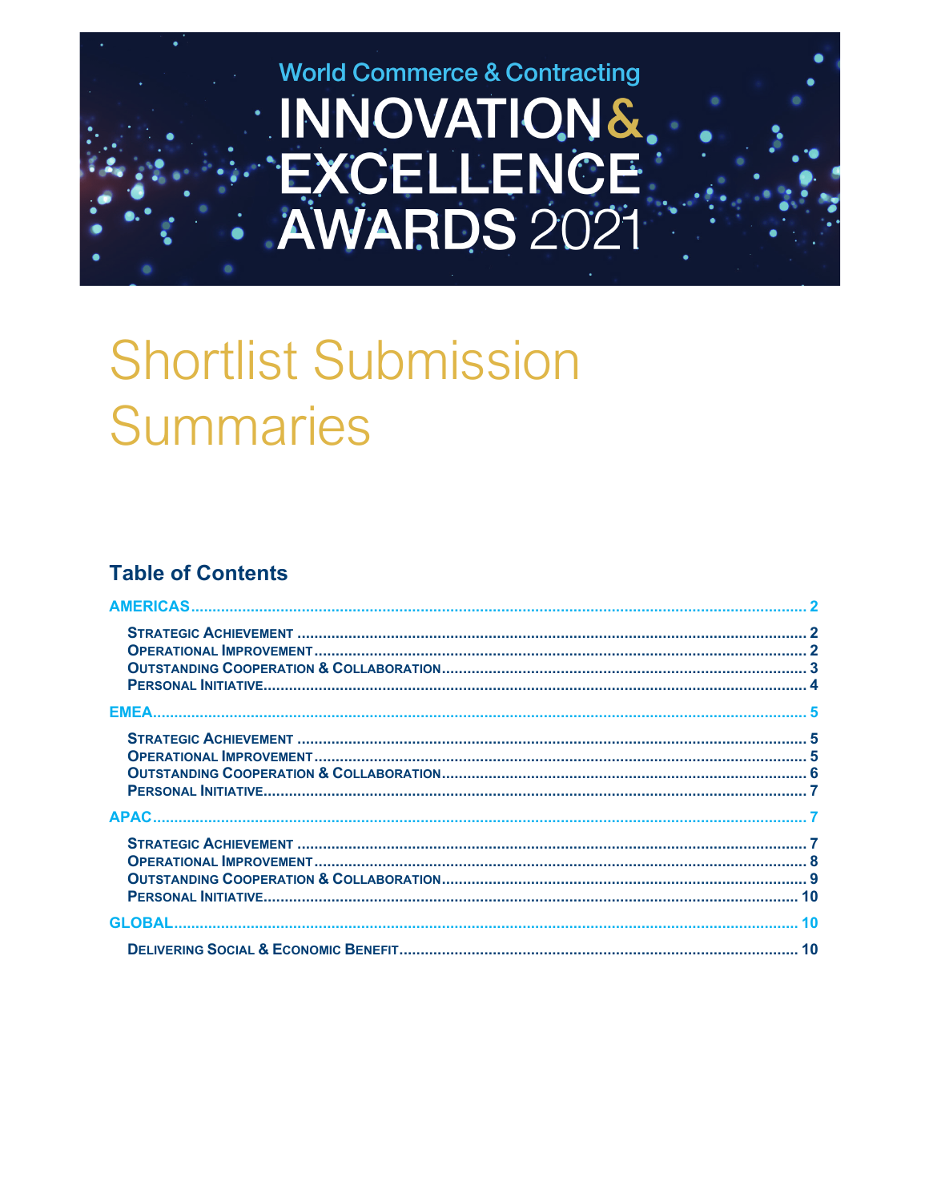World Commerce & Contracting

# INNOVATION & EXCELLENCE AWARDS 2021

# Shortlist Submission Summaries

## Table of Contents

- AMERICAS ..... 2
  - Strategic Achievement ..... 2
  - Operational Improvement ..... 2
  - Outstanding Cooperation & Collaboration ..... 3
  - Personal Initiative ..... 4
- EMEA ..... 5
  - Strategic Achievement ..... 5
  - Operational Improvement ..... 5
  - Outstanding Cooperation & Collaboration ..... 6
  - Personal Initiative ..... 7
- APAC ..... 7
  - Strategic Achievement ..... 7
  - Operational Improvement ..... 8
  - Outstanding Cooperation & Collaboration ..... 9
  - Personal Initiative ..... 10
- GLOBAL ..... 10
  - Delivering Social & Economic Benefit ..... 10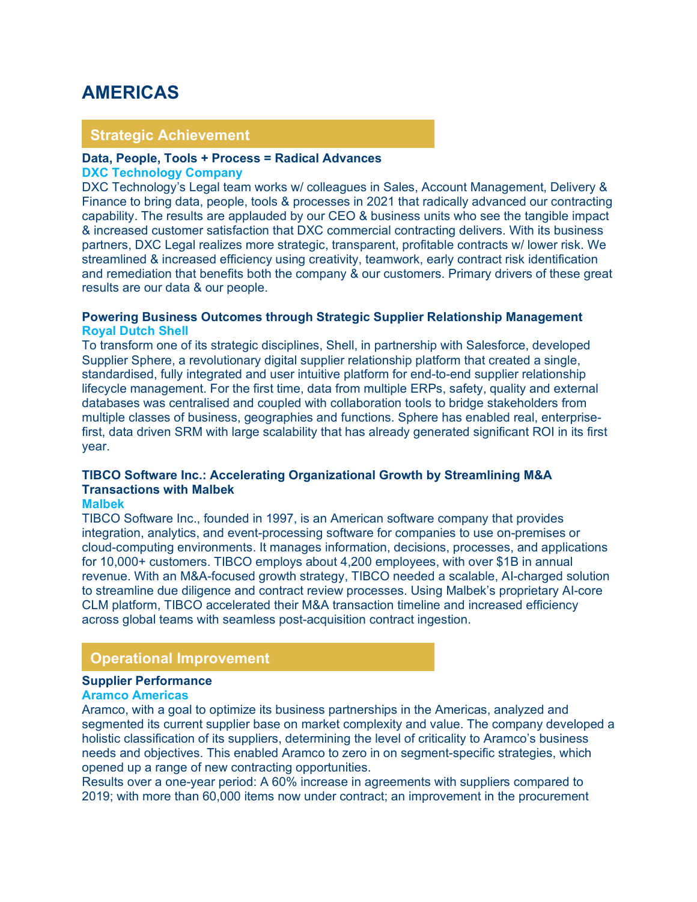# AMERICAS

## Strategic Achievement

**Data, People, Tools + Process = Radical Advances**
**DXC Technology Company**
DXC Technology's Legal team works w/ colleagues in Sales, Account Management, Delivery & Finance to bring data, people, tools & processes in 2021 that radically advanced our contracting capability. The results are applauded by our CEO & business units who see the tangible impact & increased customer satisfaction that DXC commercial contracting delivers. With its business partners, DXC Legal realizes more strategic, transparent, profitable contracts w/ lower risk. We streamlined & increased efficiency using creativity, teamwork, early contract risk identification and remediation that benefits both the company & our customers. Primary drivers of these great results are our data & our people.

**Powering Business Outcomes through Strategic Supplier Relationship Management**
**Royal Dutch Shell**
To transform one of its strategic disciplines, Shell, in partnership with Salesforce, developed Supplier Sphere, a revolutionary digital supplier relationship platform that created a single, standardised, fully integrated and user intuitive platform for end-to-end supplier relationship lifecycle management. For the first time, data from multiple ERPs, safety, quality and external databases was centralised and coupled with collaboration tools to bridge stakeholders from multiple classes of business, geographies and functions. Sphere has enabled real, enterprise-first, data driven SRM with large scalability that has already generated significant ROI in its first year.

**TIBCO Software Inc.: Accelerating Organizational Growth by Streamlining M&A Transactions with Malbek**
**Malbek**
TIBCO Software Inc., founded in 1997, is an American software company that provides integration, analytics, and event-processing software for companies to use on-premises or cloud-computing environments. It manages information, decisions, processes, and applications for 10,000+ customers. TIBCO employs about 4,200 employees, with over $1B in annual revenue. With an M&A-focused growth strategy, TIBCO needed a scalable, AI-charged solution to streamline due diligence and contract review processes. Using Malbek's proprietary AI-core CLM platform, TIBCO accelerated their M&A transaction timeline and increased efficiency across global teams with seamless post-acquisition contract ingestion.

## Operational Improvement

**Supplier Performance**
**Aramco Americas**
Aramco, with a goal to optimize its business partnerships in the Americas, analyzed and segmented its current supplier base on market complexity and value. The company developed a holistic classification of its suppliers, determining the level of criticality to Aramco's business needs and objectives. This enabled Aramco to zero in on segment-specific strategies, which opened up a range of new contracting opportunities.
Results over a one-year period: A 60% increase in agreements with suppliers compared to 2019; with more than 60,000 items now under contract; an improvement in the procurement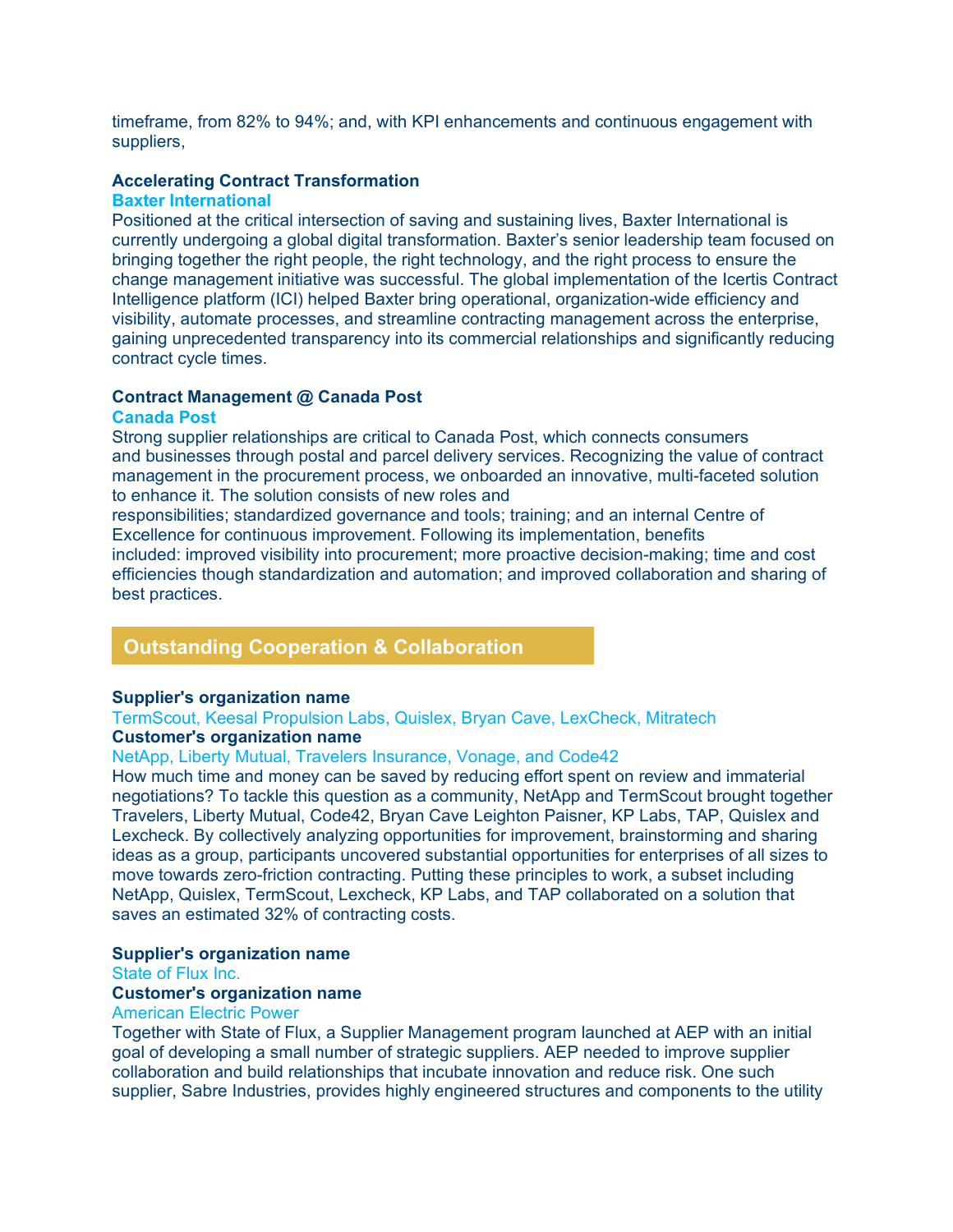timeframe, from 82% to 94%; and, with KPI enhancements and continuous engagement with suppliers,

**Accelerating Contract Transformation**
**Baxter International**
Positioned at the critical intersection of saving and sustaining lives, Baxter International is currently undergoing a global digital transformation. Baxter's senior leadership team focused on bringing together the right people, the right technology, and the right process to ensure the change management initiative was successful. The global implementation of the Icertis Contract Intelligence platform (ICI) helped Baxter bring operational, organization-wide efficiency and visibility, automate processes, and streamline contracting management across the enterprise, gaining unprecedented transparency into its commercial relationships and significantly reducing contract cycle times.

**Contract Management @ Canada Post**
**Canada Post**
Strong supplier relationships are critical to Canada Post, which connects consumers and businesses through postal and parcel delivery services. Recognizing the value of contract management in the procurement process, we onboarded an innovative, multi-faceted solution to enhance it. The solution consists of new roles and responsibilities; standardized governance and tools; training; and an internal Centre of Excellence for continuous improvement. Following its implementation, benefits included: improved visibility into procurement; more proactive decision-making; time and cost efficiencies though standardization and automation; and improved collaboration and sharing of best practices.

## Outstanding Cooperation & Collaboration

**Supplier's organization name**
TermScout, Keesal Propulsion Labs, Quislex, Bryan Cave, LexCheck, Mitratech
**Customer's organization name**
NetApp, Liberty Mutual, Travelers Insurance, Vonage, and Code42
How much time and money can be saved by reducing effort spent on review and immaterial negotiations? To tackle this question as a community, NetApp and TermScout brought together Travelers, Liberty Mutual, Code42, Bryan Cave Leighton Paisner, KP Labs, TAP, Quislex and Lexcheck. By collectively analyzing opportunities for improvement, brainstorming and sharing ideas as a group, participants uncovered substantial opportunities for enterprises of all sizes to move towards zero-friction contracting. Putting these principles to work, a subset including NetApp, Quislex, TermScout, Lexcheck, KP Labs, and TAP collaborated on a solution that saves an estimated 32% of contracting costs.

**Supplier's organization name**
State of Flux Inc.
**Customer's organization name**
American Electric Power
Together with State of Flux, a Supplier Management program launched at AEP with an initial goal of developing a small number of strategic suppliers. AEP needed to improve supplier collaboration and build relationships that incubate innovation and reduce risk. One such supplier, Sabre Industries, provides highly engineered structures and components to the utility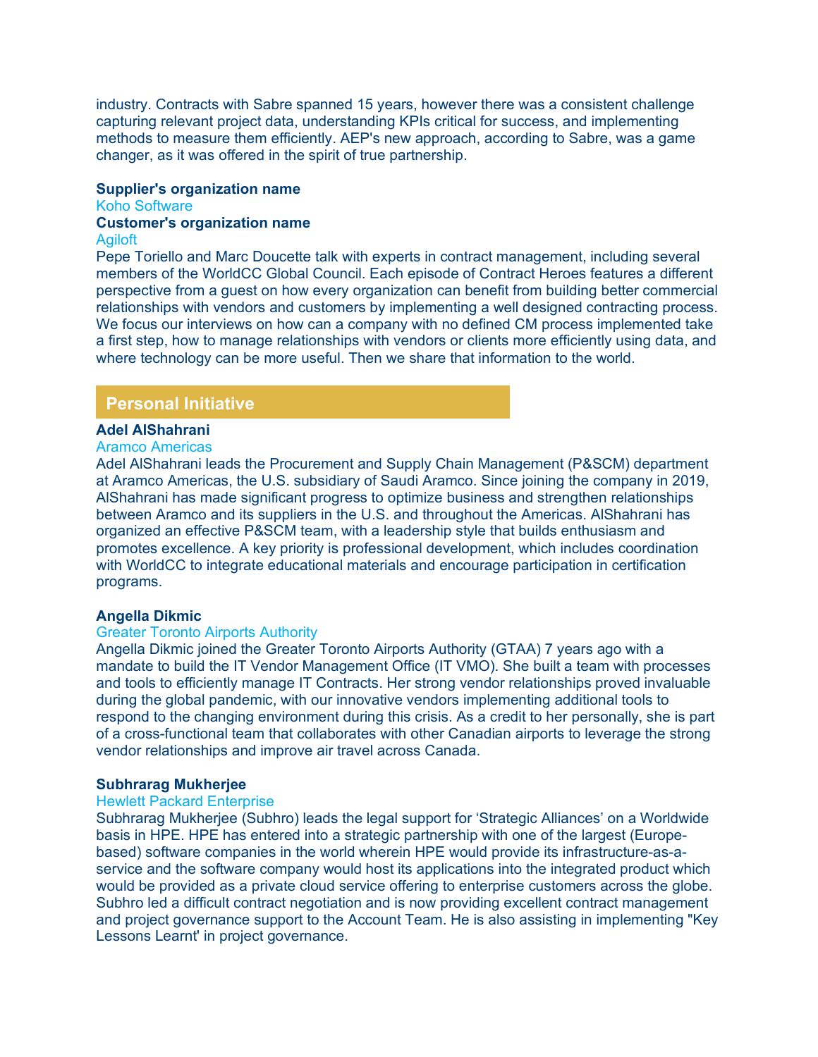industry. Contracts with Sabre spanned 15 years, however there was a consistent challenge capturing relevant project data, understanding KPIs critical for success, and implementing methods to measure them efficiently. AEP's new approach, according to Sabre, was a game changer, as it was offered in the spirit of true partnership.

**Supplier's organization name**
Koho Software
**Customer's organization name**
Agiloft
Pepe Toriello and Marc Doucette talk with experts in contract management, including several members of the WorldCC Global Council. Each episode of Contract Heroes features a different perspective from a guest on how every organization can benefit from building better commercial relationships with vendors and customers by implementing a well designed contracting process. We focus our interviews on how can a company with no defined CM process implemented take a first step, how to manage relationships with vendors or clients more efficiently using data, and where technology can be more useful. Then we share that information to the world.

## Personal Initiative

**Adel AlShahrani**
Aramco Americas
Adel AlShahrani leads the Procurement and Supply Chain Management (P&SCM) department at Aramco Americas, the U.S. subsidiary of Saudi Aramco. Since joining the company in 2019, AlShahrani has made significant progress to optimize business and strengthen relationships between Aramco and its suppliers in the U.S. and throughout the Americas. AlShahrani has organized an effective P&SCM team, with a leadership style that builds enthusiasm and promotes excellence. A key priority is professional development, which includes coordination with WorldCC to integrate educational materials and encourage participation in certification programs.

**Angella Dikmic**
Greater Toronto Airports Authority
Angella Dikmic joined the Greater Toronto Airports Authority (GTAA) 7 years ago with a mandate to build the IT Vendor Management Office (IT VMO). She built a team with processes and tools to efficiently manage IT Contracts. Her strong vendor relationships proved invaluable during the global pandemic, with our innovative vendors implementing additional tools to respond to the changing environment during this crisis. As a credit to her personally, she is part of a cross-functional team that collaborates with other Canadian airports to leverage the strong vendor relationships and improve air travel across Canada.

**Subhrarag Mukherjee**
Hewlett Packard Enterprise
Subhrarag Mukherjee (Subhro) leads the legal support for 'Strategic Alliances' on a Worldwide basis in HPE. HPE has entered into a strategic partnership with one of the largest (Europe-based) software companies in the world wherein HPE would provide its infrastructure-as-a-service and the software company would host its applications into the integrated product which would be provided as a private cloud service offering to enterprise customers across the globe. Subhro led a difficult contract negotiation and is now providing excellent contract management and project governance support to the Account Team. He is also assisting in implementing "Key Lessons Learnt' in project governance.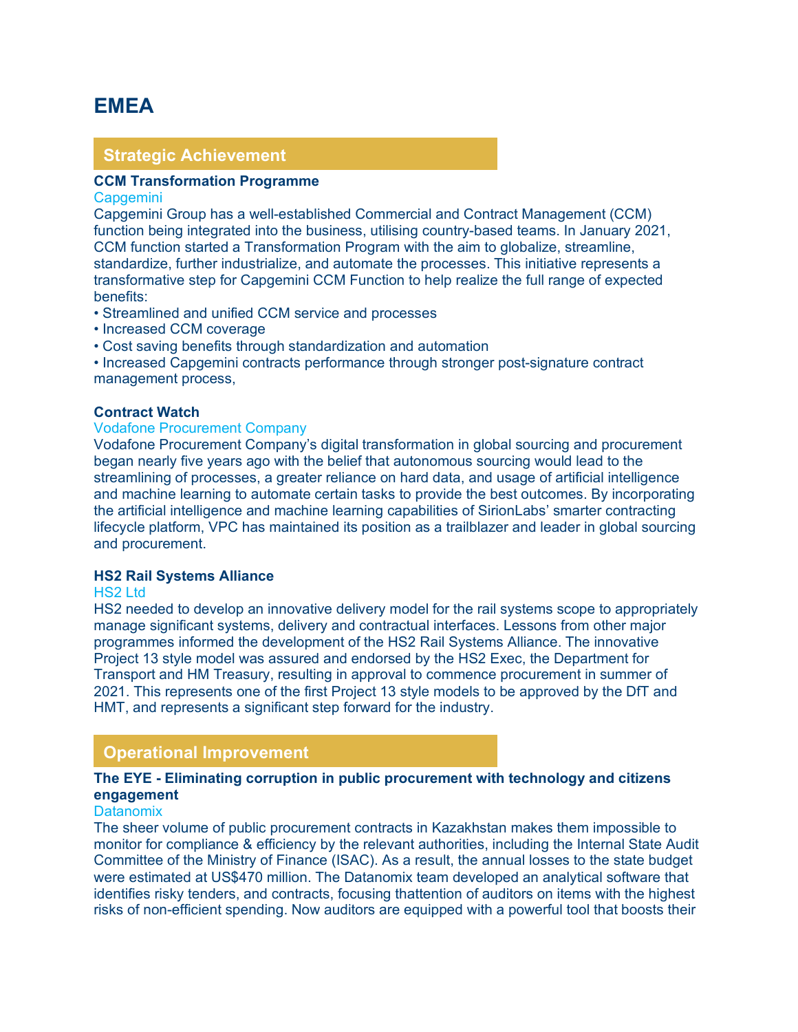# EMEA

## Strategic Achievement

**CCM Transformation Programme**

Capgemini

Capgemini Group has a well-established Commercial and Contract Management (CCM) function being integrated into the business, utilising country-based teams. In January 2021, CCM function started a Transformation Program with the aim to globalize, streamline, standardize, further industrialize, and automate the processes. This initiative represents a transformative step for Capgemini CCM Function to help realize the full range of expected benefits:

- Streamlined and unified CCM service and processes
- Increased CCM coverage
- Cost saving benefits through standardization and automation
- Increased Capgemini contracts performance through stronger post-signature contract management process,

**Contract Watch**

Vodafone Procurement Company

Vodafone Procurement Company's digital transformation in global sourcing and procurement began nearly five years ago with the belief that autonomous sourcing would lead to the streamlining of processes, a greater reliance on hard data, and usage of artificial intelligence and machine learning to automate certain tasks to provide the best outcomes. By incorporating the artificial intelligence and machine learning capabilities of SirionLabs' smarter contracting lifecycle platform, VPC has maintained its position as a trailblazer and leader in global sourcing and procurement.

**HS2 Rail Systems Alliance**

HS2 Ltd

HS2 needed to develop an innovative delivery model for the rail systems scope to appropriately manage significant systems, delivery and contractual interfaces. Lessons from other major programmes informed the development of the HS2 Rail Systems Alliance. The innovative Project 13 style model was assured and endorsed by the HS2 Exec, the Department for Transport and HM Treasury, resulting in approval to commence procurement in summer of 2021. This represents one of the first Project 13 style models to be approved by the DfT and HMT, and represents a significant step forward for the industry.

## Operational Improvement

**The EYE - Eliminating corruption in public procurement with technology and citizens engagement**

Datanomix

The sheer volume of public procurement contracts in Kazakhstan makes them impossible to monitor for compliance & efficiency by the relevant authorities, including the Internal State Audit Committee of the Ministry of Finance (ISAC). As a result, the annual losses to the state budget were estimated at US$470 million. The Datanomix team developed an analytical software that identifies risky tenders, and contracts, focusing thattention of auditors on items with the highest risks of non-efficient spending. Now auditors are equipped with a powerful tool that boosts their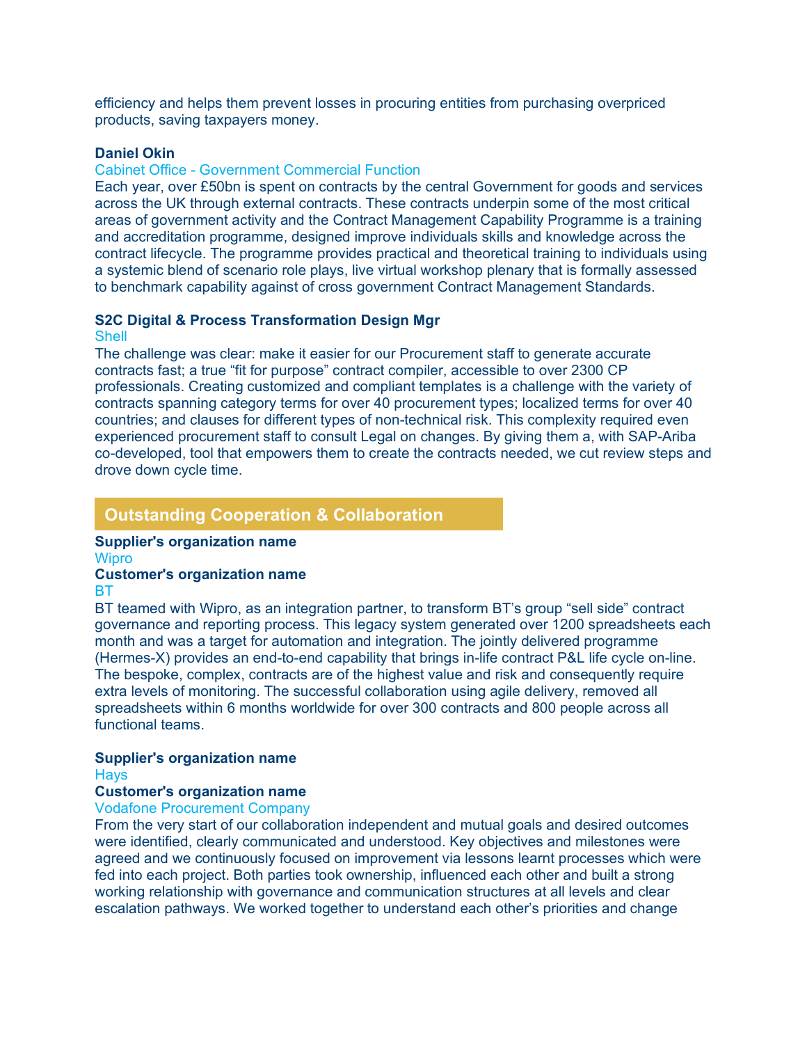efficiency and helps them prevent losses in procuring entities from purchasing overpriced products, saving taxpayers money.

**Daniel Okin**

Cabinet Office - Government Commercial Function

Each year, over £50bn is spent on contracts by the central Government for goods and services across the UK through external contracts. These contracts underpin some of the most critical areas of government activity and the Contract Management Capability Programme is a training and accreditation programme, designed improve individuals skills and knowledge across the contract lifecycle. The programme provides practical and theoretical training to individuals using a systemic blend of scenario role plays, live virtual workshop plenary that is formally assessed to benchmark capability against of cross government Contract Management Standards.

**S2C Digital & Process Transformation Design Mgr**

Shell

The challenge was clear: make it easier for our Procurement staff to generate accurate contracts fast; a true "fit for purpose" contract compiler, accessible to over 2300 CP professionals. Creating customized and compliant templates is a challenge with the variety of contracts spanning category terms for over 40 procurement types; localized terms for over 40 countries; and clauses for different types of non-technical risk. This complexity required even experienced procurement staff to consult Legal on changes. By giving them a, with SAP-Ariba co-developed, tool that empowers them to create the contracts needed, we cut review steps and drove down cycle time.

## Outstanding Cooperation & Collaboration

**Supplier's organization name**

Wipro

**Customer's organization name**

BT

BT teamed with Wipro, as an integration partner, to transform BT's group "sell side" contract governance and reporting process. This legacy system generated over 1200 spreadsheets each month and was a target for automation and integration. The jointly delivered programme (Hermes-X) provides an end-to-end capability that brings in-life contract P&L life cycle on-line. The bespoke, complex, contracts are of the highest value and risk and consequently require extra levels of monitoring. The successful collaboration using agile delivery, removed all spreadsheets within 6 months worldwide for over 300 contracts and 800 people across all functional teams.

**Supplier's organization name**

Hays

**Customer's organization name**

Vodafone Procurement Company

From the very start of our collaboration independent and mutual goals and desired outcomes were identified, clearly communicated and understood. Key objectives and milestones were agreed and we continuously focused on improvement via lessons learnt processes which were fed into each project. Both parties took ownership, influenced each other and built a strong working relationship with governance and communication structures at all levels and clear escalation pathways. We worked together to understand each other's priorities and change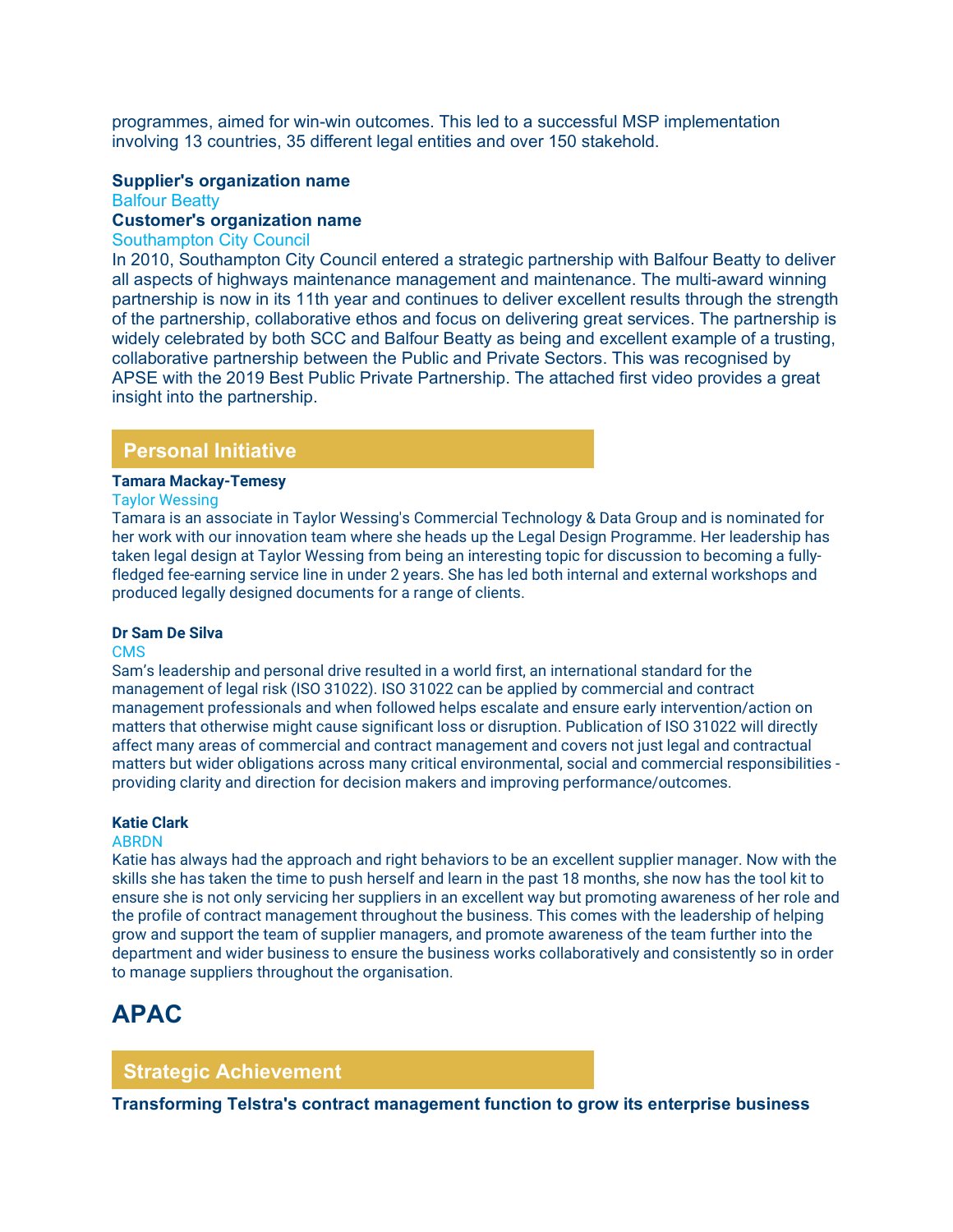programmes, aimed for win-win outcomes. This led to a successful MSP implementation involving 13 countries, 35 different legal entities and over 150 stakehold.

**Supplier's organization name**

Balfour Beatty

**Customer's organization name**

Southampton City Council

In 2010, Southampton City Council entered a strategic partnership with Balfour Beatty to deliver all aspects of highways maintenance management and maintenance. The multi-award winning partnership is now in its 11th year and continues to deliver excellent results through the strength of the partnership, collaborative ethos and focus on delivering great services. The partnership is widely celebrated by both SCC and Balfour Beatty as being and excellent example of a trusting, collaborative partnership between the Public and Private Sectors. This was recognised by APSE with the 2019 Best Public Private Partnership. The attached first video provides a great insight into the partnership.

## Personal Initiative

**Tamara Mackay-Temesy**

Taylor Wessing

Tamara is an associate in Taylor Wessing's Commercial Technology & Data Group and is nominated for her work with our innovation team where she heads up the Legal Design Programme. Her leadership has taken legal design at Taylor Wessing from being an interesting topic for discussion to becoming a fully-fledged fee-earning service line in under 2 years. She has led both internal and external workshops and produced legally designed documents for a range of clients.

**Dr Sam De Silva**

CMS

Sam's leadership and personal drive resulted in a world first, an international standard for the management of legal risk (ISO 31022). ISO 31022 can be applied by commercial and contract management professionals and when followed helps escalate and ensure early intervention/action on matters that otherwise might cause significant loss or disruption. Publication of ISO 31022 will directly affect many areas of commercial and contract management and covers not just legal and contractual matters but wider obligations across many critical environmental, social and commercial responsibilities - providing clarity and direction for decision makers and improving performance/outcomes.

**Katie Clark**

ABRDN

Katie has always had the approach and right behaviors to be an excellent supplier manager. Now with the skills she has taken the time to push herself and learn in the past 18 months, she now has the tool kit to ensure she is not only servicing her suppliers in an excellent way but promoting awareness of her role and the profile of contract management throughout the business. This comes with the leadership of helping grow and support the team of supplier managers, and promote awareness of the team further into the department and wider business to ensure the business works collaboratively and consistently so in order to manage suppliers throughout the organisation.

# APAC

## Strategic Achievement

**Transforming Telstra's contract management function to grow its enterprise business**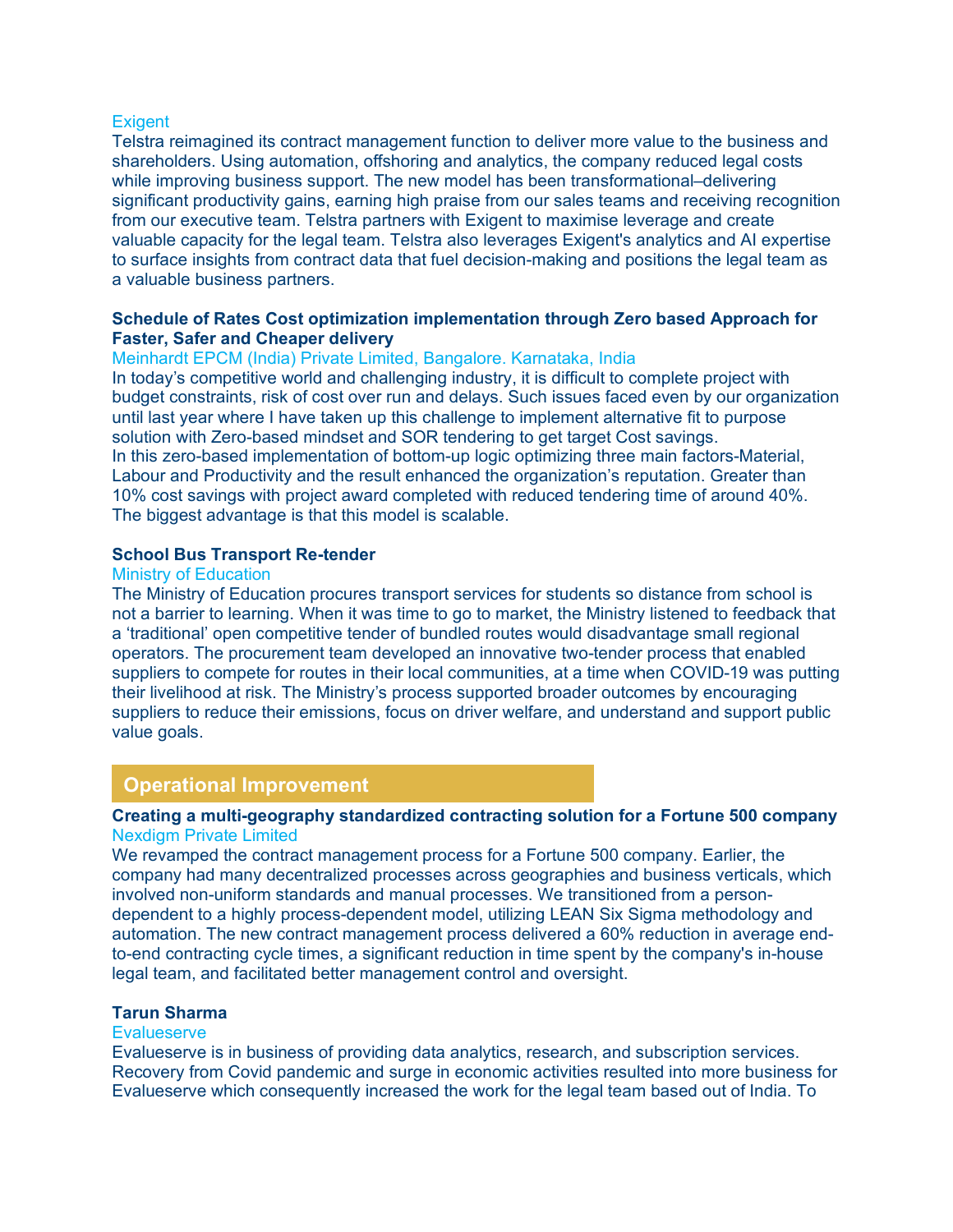Exigent

Telstra reimagined its contract management function to deliver more value to the business and shareholders. Using automation, offshoring and analytics, the company reduced legal costs while improving business support. The new model has been transformational–delivering significant productivity gains, earning high praise from our sales teams and receiving recognition from our executive team. Telstra partners with Exigent to maximise leverage and create valuable capacity for the legal team. Telstra also leverages Exigent's analytics and AI expertise to surface insights from contract data that fuel decision-making and positions the legal team as a valuable business partners.

### Schedule of Rates Cost optimization implementation through Zero based Approach for Faster, Safer and Cheaper delivery

Meinhardt EPCM (India) Private Limited, Bangalore. Karnataka, India

In today's competitive world and challenging industry, it is difficult to complete project with budget constraints, risk of cost over run and delays. Such issues faced even by our organization until last year where I have taken up this challenge to implement alternative fit to purpose solution with Zero-based mindset and SOR tendering to get target Cost savings.
In this zero-based implementation of bottom-up logic optimizing three main factors-Material, Labour and Productivity and the result enhanced the organization's reputation. Greater than 10% cost savings with project award completed with reduced tendering time of around 40%. The biggest advantage is that this model is scalable.

### School Bus Transport Re-tender

Ministry of Education

The Ministry of Education procures transport services for students so distance from school is not a barrier to learning. When it was time to go to market, the Ministry listened to feedback that a 'traditional' open competitive tender of bundled routes would disadvantage small regional operators. The procurement team developed an innovative two-tender process that enabled suppliers to compete for routes in their local communities, at a time when COVID-19 was putting their livelihood at risk. The Ministry's process supported broader outcomes by encouraging suppliers to reduce their emissions, focus on driver welfare, and understand and support public value goals.

## Operational Improvement

### Creating a multi-geography standardized contracting solution for a Fortune 500 company

Nexdigm Private Limited

We revamped the contract management process for a Fortune 500 company. Earlier, the company had many decentralized processes across geographies and business verticals, which involved non-uniform standards and manual processes. We transitioned from a person-dependent to a highly process-dependent model, utilizing LEAN Six Sigma methodology and automation. The new contract management process delivered a 60% reduction in average end-to-end contracting cycle times, a significant reduction in time spent by the company's in-house legal team, and facilitated better management control and oversight.

### Tarun Sharma

Evalueserve

Evalueserve is in business of providing data analytics, research, and subscription services. Recovery from Covid pandemic and surge in economic activities resulted into more business for Evalueserve which consequently increased the work for the legal team based out of India. To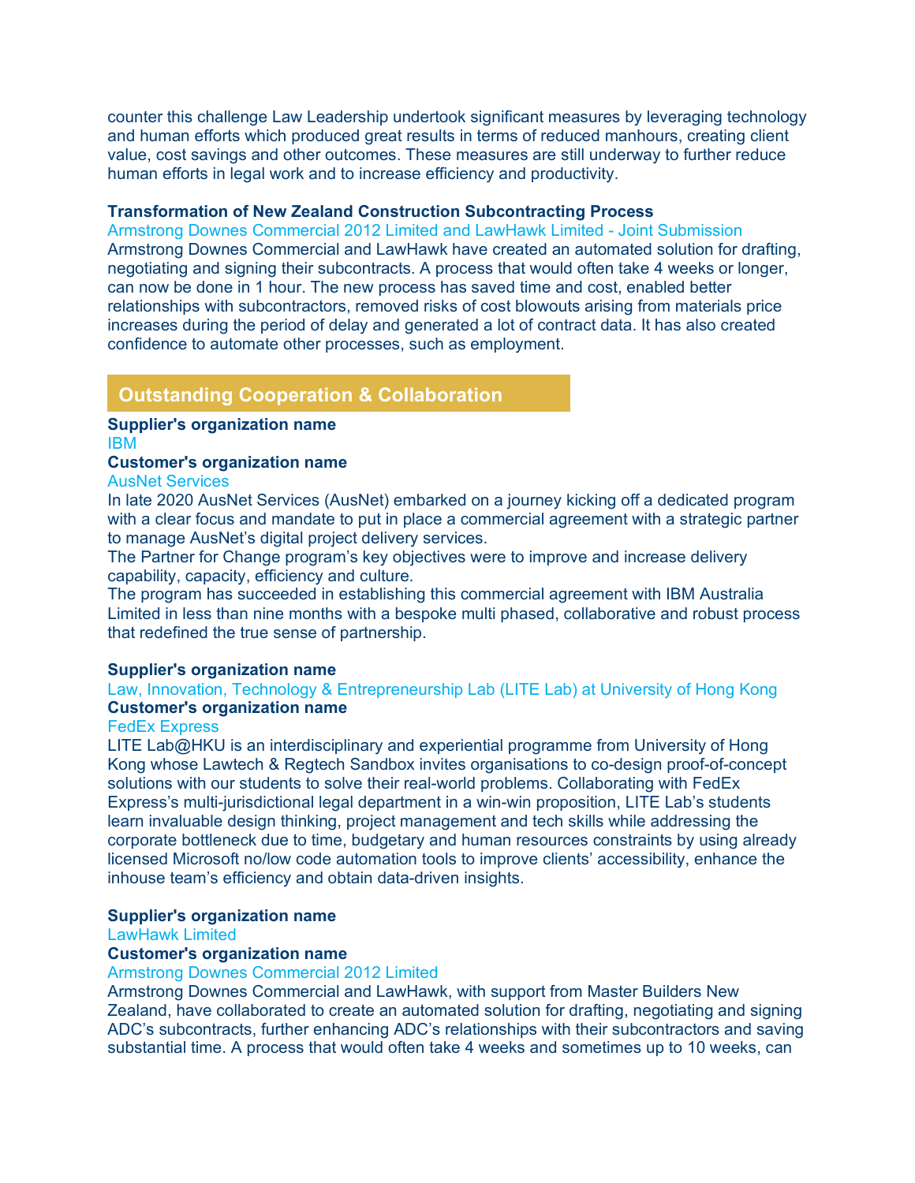counter this challenge Law Leadership undertook significant measures by leveraging technology and human efforts which produced great results in terms of reduced manhours, creating client value, cost savings and other outcomes. These measures are still underway to further reduce human efforts in legal work and to increase efficiency and productivity.

**Transformation of New Zealand Construction Subcontracting Process**

Armstrong Downes Commercial 2012 Limited and LawHawk Limited - Joint Submission

Armstrong Downes Commercial and LawHawk have created an automated solution for drafting, negotiating and signing their subcontracts. A process that would often take 4 weeks or longer, can now be done in 1 hour. The new process has saved time and cost, enabled better relationships with subcontractors, removed risks of cost blowouts arising from materials price increases during the period of delay and generated a lot of contract data. It has also created confidence to automate other processes, such as employment.

## Outstanding Cooperation & Collaboration

**Supplier's organization name**

IBM

**Customer's organization name**

AusNet Services

In late 2020 AusNet Services (AusNet) embarked on a journey kicking off a dedicated program with a clear focus and mandate to put in place a commercial agreement with a strategic partner to manage AusNet's digital project delivery services.

The Partner for Change program's key objectives were to improve and increase delivery capability, capacity, efficiency and culture.

The program has succeeded in establishing this commercial agreement with IBM Australia Limited in less than nine months with a bespoke multi phased, collaborative and robust process that redefined the true sense of partnership.

**Supplier's organization name**

Law, Innovation, Technology & Entrepreneurship Lab (LITE Lab) at University of Hong Kong

**Customer's organization name**

FedEx Express

LITE Lab@HKU is an interdisciplinary and experiential programme from University of Hong Kong whose Lawtech & Regtech Sandbox invites organisations to co-design proof-of-concept solutions with our students to solve their real-world problems. Collaborating with FedEx Express's multi-jurisdictional legal department in a win-win proposition, LITE Lab's students learn invaluable design thinking, project management and tech skills while addressing the corporate bottleneck due to time, budgetary and human resources constraints by using already licensed Microsoft no/low code automation tools to improve clients' accessibility, enhance the inhouse team's efficiency and obtain data-driven insights.

**Supplier's organization name**

LawHawk Limited

**Customer's organization name**

Armstrong Downes Commercial 2012 Limited

Armstrong Downes Commercial and LawHawk, with support from Master Builders New Zealand, have collaborated to create an automated solution for drafting, negotiating and signing ADC's subcontracts, further enhancing ADC's relationships with their subcontractors and saving substantial time. A process that would often take 4 weeks and sometimes up to 10 weeks, can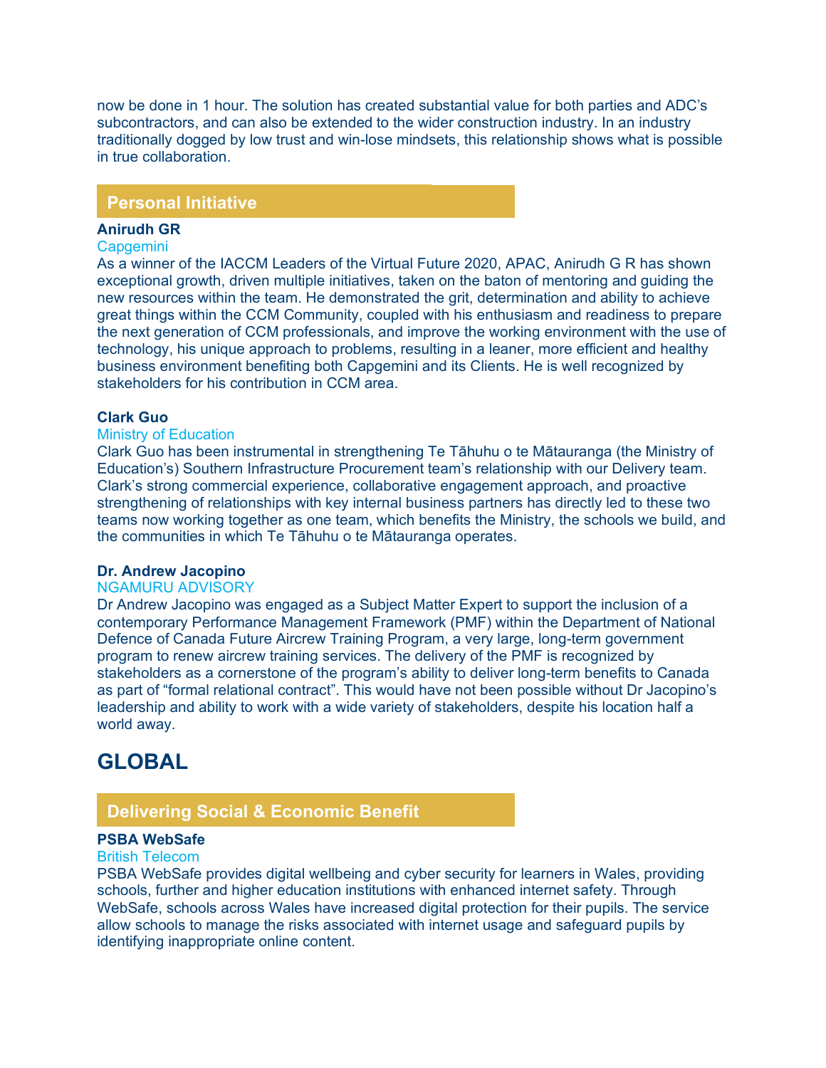now be done in 1 hour. The solution has created substantial value for both parties and ADC's subcontractors, and can also be extended to the wider construction industry. In an industry traditionally dogged by low trust and win-lose mindsets, this relationship shows what is possible in true collaboration.

### Personal Initiative

**Anirudh GR**
Capgemini
As a winner of the IACCM Leaders of the Virtual Future 2020, APAC, Anirudh G R has shown exceptional growth, driven multiple initiatives, taken on the baton of mentoring and guiding the new resources within the team. He demonstrated the grit, determination and ability to achieve great things within the CCM Community, coupled with his enthusiasm and readiness to prepare the next generation of CCM professionals, and improve the working environment with the use of technology, his unique approach to problems, resulting in a leaner, more efficient and healthy business environment benefiting both Capgemini and its Clients. He is well recognized by stakeholders for his contribution in CCM area.

**Clark Guo**
Ministry of Education
Clark Guo has been instrumental in strengthening Te Tāhuhu o te Mātauranga (the Ministry of Education's) Southern Infrastructure Procurement team's relationship with our Delivery team. Clark's strong commercial experience, collaborative engagement approach, and proactive strengthening of relationships with key internal business partners has directly led to these two teams now working together as one team, which benefits the Ministry, the schools we build, and the communities in which Te Tāhuhu o te Mātauranga operates.

**Dr. Andrew Jacopino**
NGAMURU ADVISORY
Dr Andrew Jacopino was engaged as a Subject Matter Expert to support the inclusion of a contemporary Performance Management Framework (PMF) within the Department of National Defence of Canada Future Aircrew Training Program, a very large, long-term government program to renew aircrew training services. The delivery of the PMF is recognized by stakeholders as a cornerstone of the program's ability to deliver long-term benefits to Canada as part of "formal relational contract". This would have not been possible without Dr Jacopino's leadership and ability to work with a wide variety of stakeholders, despite his location half a world away.

## GLOBAL

### Delivering Social & Economic Benefit

**PSBA WebSafe**
British Telecom
PSBA WebSafe provides digital wellbeing and cyber security for learners in Wales, providing schools, further and higher education institutions with enhanced internet safety. Through WebSafe, schools across Wales have increased digital protection for their pupils. The service allow schools to manage the risks associated with internet usage and safeguard pupils by identifying inappropriate online content.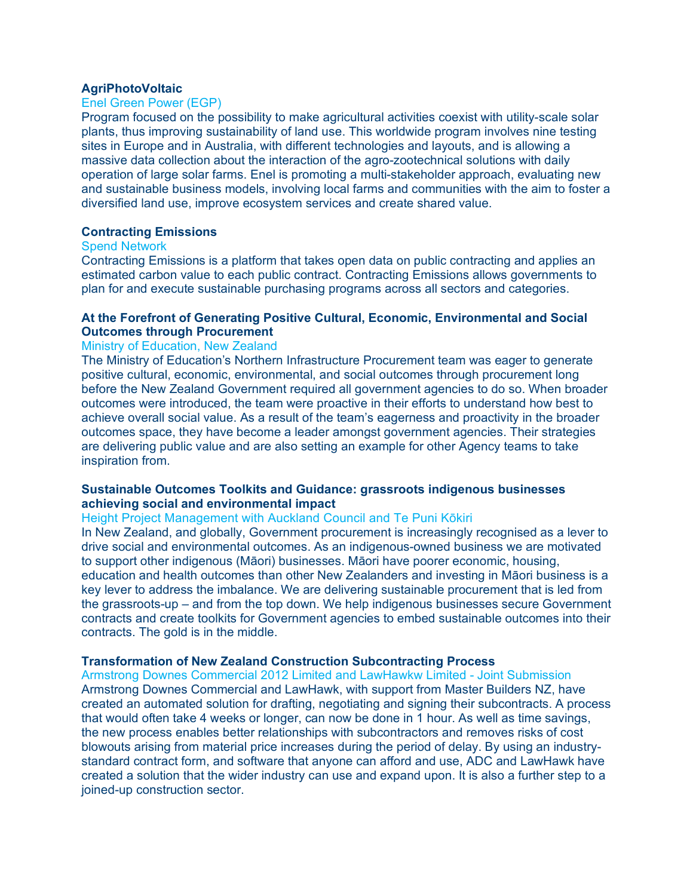**AgriPhotoVoltaic**

Enel Green Power (EGP)

Program focused on the possibility to make agricultural activities coexist with utility-scale solar plants, thus improving sustainability of land use. This worldwide program involves nine testing sites in Europe and in Australia, with different technologies and layouts, and is allowing a massive data collection about the interaction of the agro-zootechnical solutions with daily operation of large solar farms. Enel is promoting a multi-stakeholder approach, evaluating new and sustainable business models, involving local farms and communities with the aim to foster a diversified land use, improve ecosystem services and create shared value.

**Contracting Emissions**

Spend Network

Contracting Emissions is a platform that takes open data on public contracting and applies an estimated carbon value to each public contract. Contracting Emissions allows governments to plan for and execute sustainable purchasing programs across all sectors and categories.

**At the Forefront of Generating Positive Cultural, Economic, Environmental and Social Outcomes through Procurement**

Ministry of Education, New Zealand

The Ministry of Education's Northern Infrastructure Procurement team was eager to generate positive cultural, economic, environmental, and social outcomes through procurement long before the New Zealand Government required all government agencies to do so. When broader outcomes were introduced, the team were proactive in their efforts to understand how best to achieve overall social value. As a result of the team's eagerness and proactivity in the broader outcomes space, they have become a leader amongst government agencies. Their strategies are delivering public value and are also setting an example for other Agency teams to take inspiration from.

**Sustainable Outcomes Toolkits and Guidance: grassroots indigenous businesses achieving social and environmental impact**

Height Project Management with Auckland Council and Te Puni Kōkiri

In New Zealand, and globally, Government procurement is increasingly recognised as a lever to drive social and environmental outcomes. As an indigenous-owned business we are motivated to support other indigenous (Māori) businesses. Māori have poorer economic, housing, education and health outcomes than other New Zealanders and investing in Māori business is a key lever to address the imbalance. We are delivering sustainable procurement that is led from the grassroots-up – and from the top down. We help indigenous businesses secure Government contracts and create toolkits for Government agencies to embed sustainable outcomes into their contracts. The gold is in the middle.

**Transformation of New Zealand Construction Subcontracting Process**

Armstrong Downes Commercial 2012 Limited and LawHawkw Limited - Joint Submission

Armstrong Downes Commercial and LawHawk, with support from Master Builders NZ, have created an automated solution for drafting, negotiating and signing their subcontracts. A process that would often take 4 weeks or longer, can now be done in 1 hour. As well as time savings, the new process enables better relationships with subcontractors and removes risks of cost blowouts arising from material price increases during the period of delay. By using an industry-standard contract form, and software that anyone can afford and use, ADC and LawHawk have created a solution that the wider industry can use and expand upon. It is also a further step to a joined-up construction sector.